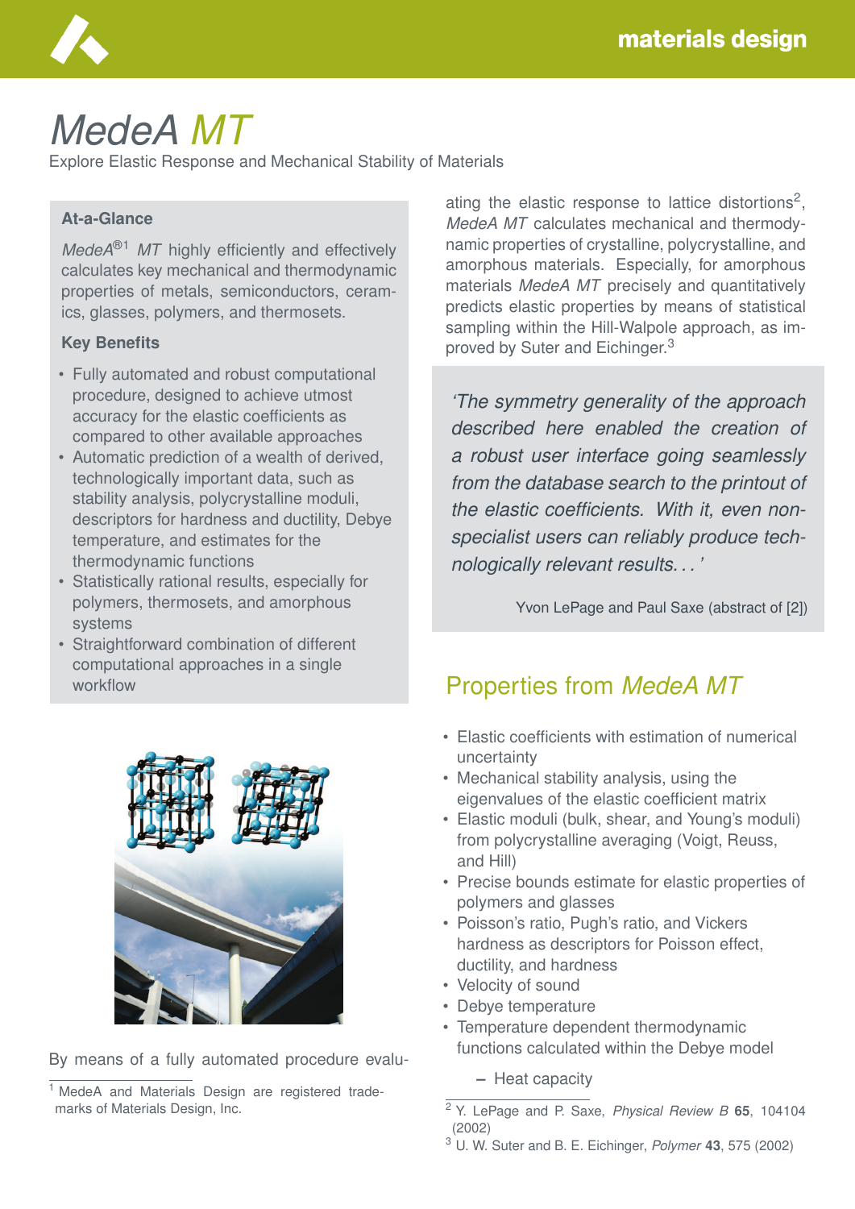# *MedeA MT*

Explore Elastic Response and Mechanical Stability of Materials

## At-a-Glance

*MedeA*®[1] *MT* highly efficiently and effectively calculates key mechanical and thermodynamic properties of metals, semiconductors, ceramics, glasses, polymers, and thermosets.

### Key Benefits

- Fully automated and robust computational procedure, designed to achieve utmost accuracy for the elastic coefficients as compared to other available approaches
- Automatic prediction of a wealth of derived, technologically important data, such as stability analysis, polycrystalline moduli, descriptors for hardness and ductility, Debye temperature, and estimates for the thermodynamic functions
- Statistically rational results, especially for polymers, thermosets, and amorphous systems
- Straightforward combination of different computational approaches in a single workflow

By means of a fully automated procedure evaluating the elastic response to lattice distortions[2], *MedeA MT* calculates mechanical and thermodynamic properties of crystalline, polycrystalline, and amorphous materials. Especially, for amorphous materials *MedeA MT* precisely and quantitatively predicts elastic properties by means of statistical sampling within the Hill-Walpole approach, as improved by Suter and Eichinger.[3]

> *'The symmetry generality of the approach described here enabled the creation of a robust user interface going seamlessly from the database search to the printout of the elastic coefficients. With it, even non-specialist users can reliably produce technologically relevant results. . . '*
>
> Yvon LePage and Paul Saxe (abstract of [2])

## Properties from *MedeA MT*

- Elastic coefficients with estimation of numerical uncertainty
- Mechanical stability analysis, using the eigenvalues of the elastic coefficient matrix
- Elastic moduli (bulk, shear, and Young's moduli) from polycrystalline averaging (Voigt, Reuss, and Hill)
- Precise bounds estimate for elastic properties of polymers and glasses
- Poisson's ratio, Pugh's ratio, and Vickers hardness as descriptors for Poisson effect, ductility, and hardness
- Velocity of sound
- Debye temperature
- Temperature dependent thermodynamic functions calculated within the Debye model
  - Heat capacity

---

[1] MedeA and Materials Design are registered trademarks of Materials Design, Inc.

[2] Y. LePage and P. Saxe, *Physical Review B* **65**, 104104 (2002)

[3] U. W. Suter and B. E. Eichinger, *Polymer* **43**, 575 (2002)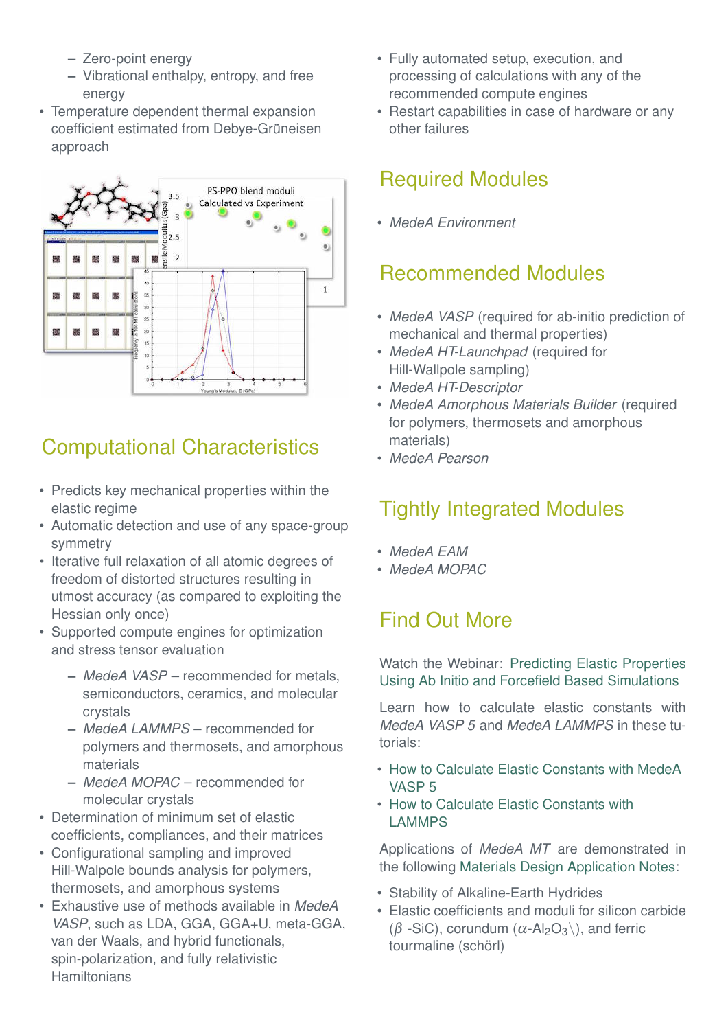- Zero-point energy
- Vibrational enthalpy, entropy, and free energy
- Temperature dependent thermal expansion coefficient estimated from Debye-Grüneisen approach

## Computational Characteristics

- Predicts key mechanical properties within the elastic regime
- Automatic detection and use of any space-group symmetry
- Iterative full relaxation of all atomic degrees of freedom of distorted structures resulting in utmost accuracy (as compared to exploiting the Hessian only once)
- Supported compute engines for optimization and stress tensor evaluation
  - *MedeA VASP* – recommended for metals, semiconductors, ceramics, and molecular crystals
  - *MedeA LAMMPS* – recommended for polymers and thermosets, and amorphous materials
  - *MedeA MOPAC* – recommended for molecular crystals
- Determination of minimum set of elastic coefficients, compliances, and their matrices
- Configurational sampling and improved Hill-Walpole bounds analysis for polymers, thermosets, and amorphous systems
- Exhaustive use of methods available in *MedeA VASP*, such as LDA, GGA, GGA+U, meta-GGA, van der Waals, and hybrid functionals, spin-polarization, and fully relativistic Hamiltonians
- Fully automated setup, execution, and processing of calculations with any of the recommended compute engines
- Restart capabilities in case of hardware or any other failures

## Required Modules

- *MedeA Environment*

## Recommended Modules

- *MedeA VASP* (required for ab-initio prediction of mechanical and thermal properties)
- *MedeA HT-Launchpad* (required for Hill-Wallpole sampling)
- *MedeA HT-Descriptor*
- *MedeA Amorphous Materials Builder* (required for polymers, thermosets and amorphous materials)
- *MedeA Pearson*

## Tightly Integrated Modules

- *MedeA EAM*
- *MedeA MOPAC*

## Find Out More

Watch the Webinar: Predicting Elastic Properties Using Ab Initio and Forcefield Based Simulations

Learn how to calculate elastic constants with *MedeA VASP 5* and *MedeA LAMMPS* in these tutorials:

- How to Calculate Elastic Constants with MedeA VASP 5
- How to Calculate Elastic Constants with LAMMPS

Applications of *MedeA MT* are demonstrated in the following Materials Design Application Notes:

- Stability of Alkaline-Earth Hydrides
- Elastic coefficients and moduli for silicon carbide ($\beta$ -SiC), corundum ($\alpha$-$Al_2O_3$\), and ferric tourmaline (schörl)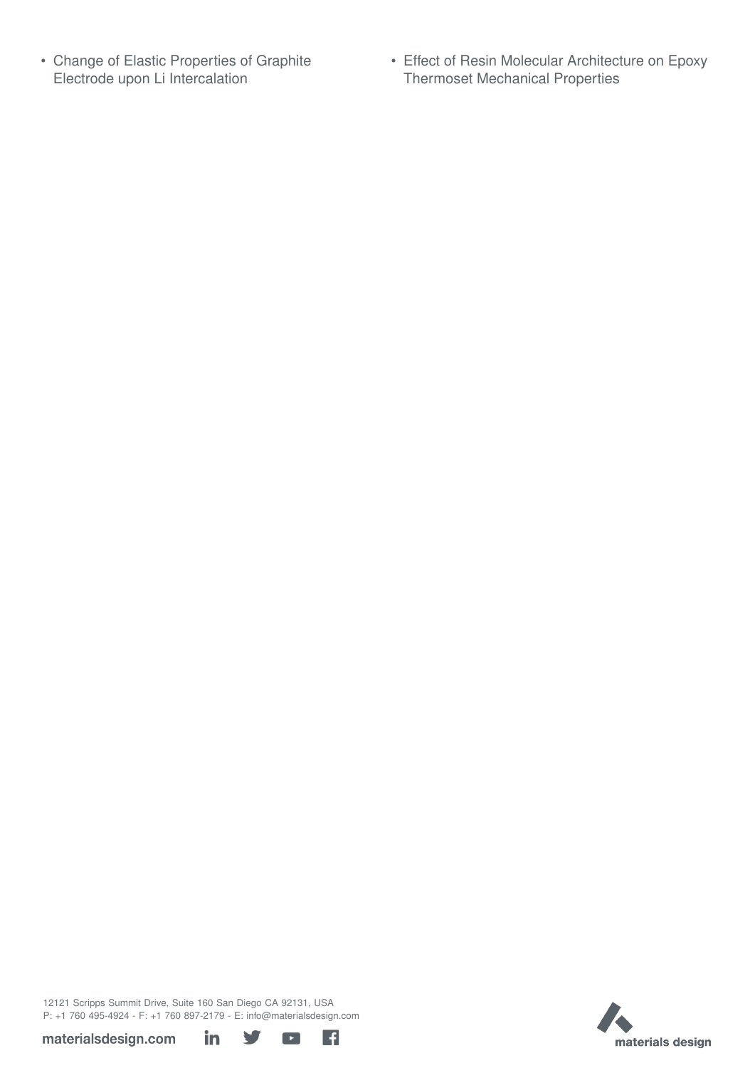- Change of Elastic Properties of Graphite Electrode upon Li Intercalation
- Effect of Resin Molecular Architecture on Epoxy Thermoset Mechanical Properties

12121 Scripps Summit Drive, Suite 160 San Diego CA 92131, USA
P: +1 760 495-4924 - F: +1 760 897-2179 - E: info@materialsdesign.com

materialsdesign.com

materials design